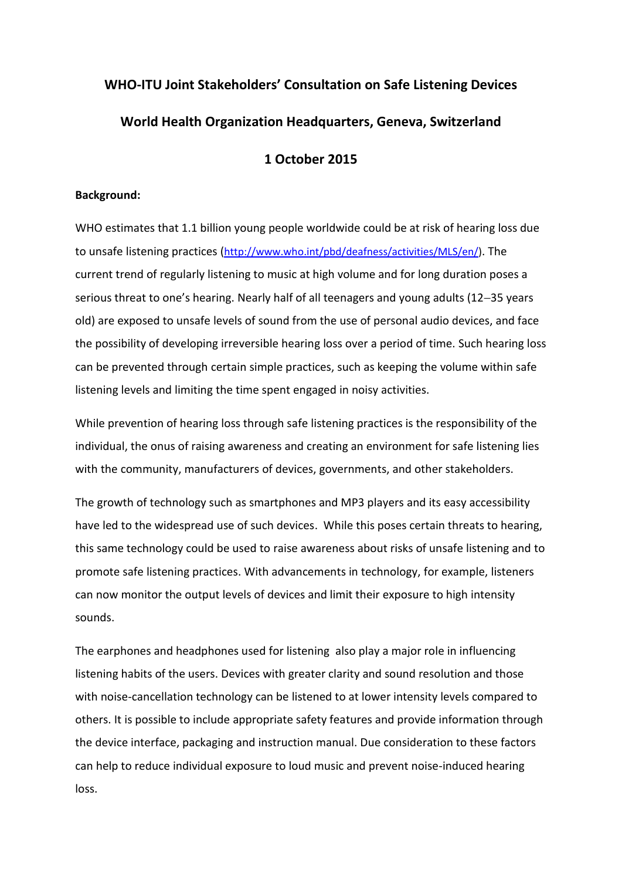**WHO-ITU Joint Stakeholders' Consultation on Safe Listening Devices**

**World Health Organization Headquarters, Geneva, Switzerland**

**1 October 2015**

**Background:**

WHO estimates that 1.1 billion young people worldwide could be at risk of hearing loss due to unsafe listening practices (http://www.who.int/pbd/deafness/activities/MLS/en/). The current trend of regularly listening to music at high volume and for long duration poses a serious threat to one's hearing. Nearly half of all teenagers and young adults (12–35 years old) are exposed to unsafe levels of sound from the use of personal audio devices, and face the possibility of developing irreversible hearing loss over a period of time. Such hearing loss can be prevented through certain simple practices, such as keeping the volume within safe listening levels and limiting the time spent engaged in noisy activities.

While prevention of hearing loss through safe listening practices is the responsibility of the individual, the onus of raising awareness and creating an environment for safe listening lies with the community, manufacturers of devices, governments, and other stakeholders.

The growth of technology such as smartphones and MP3 players and its easy accessibility have led to the widespread use of such devices. While this poses certain threats to hearing, this same technology could be used to raise awareness about risks of unsafe listening and to promote safe listening practices. With advancements in technology, for example, listeners can now monitor the output levels of devices and limit their exposure to high intensity sounds.

The earphones and headphones used for listening also play a major role in influencing listening habits of the users. Devices with greater clarity and sound resolution and those with noise-cancellation technology can be listened to at lower intensity levels compared to others. It is possible to include appropriate safety features and provide information through the device interface, packaging and instruction manual. Due consideration to these factors can help to reduce individual exposure to loud music and prevent noise-induced hearing loss.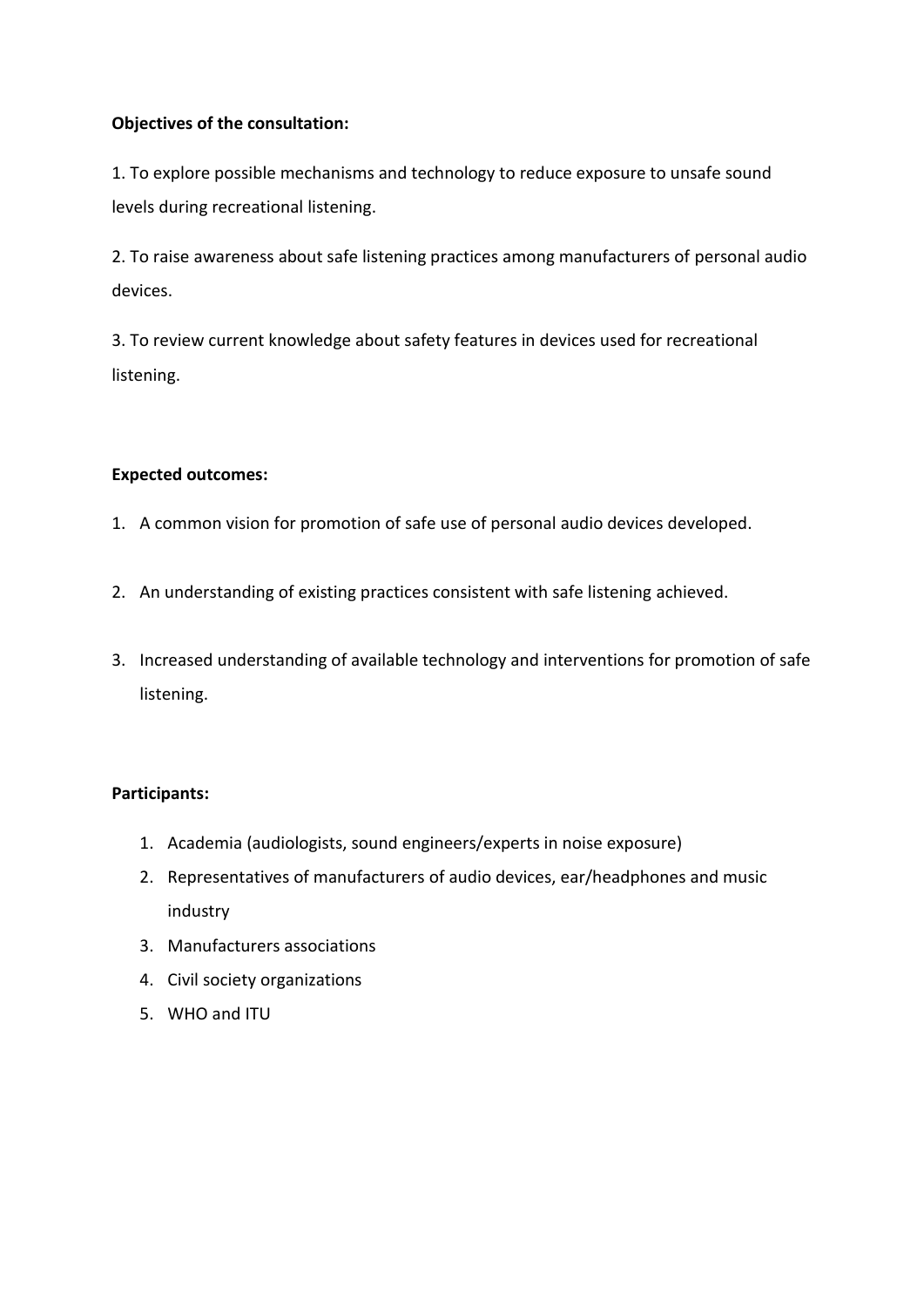**Objectives of the consultation:**

1. To explore possible mechanisms and technology to reduce exposure to unsafe sound levels during recreational listening.

2. To raise awareness about safe listening practices among manufacturers of personal audio devices.

3. To review current knowledge about safety features in devices used for recreational listening.

**Expected outcomes:**

1. A common vision for promotion of safe use of personal audio devices developed.

2. An understanding of existing practices consistent with safe listening achieved.

3. Increased understanding of available technology and interventions for promotion of safe listening.

**Participants:**

1. Academia (audiologists, sound engineers/experts in noise exposure)
2. Representatives of manufacturers of audio devices, ear/headphones and music industry
3. Manufacturers associations
4. Civil society organizations
5. WHO and ITU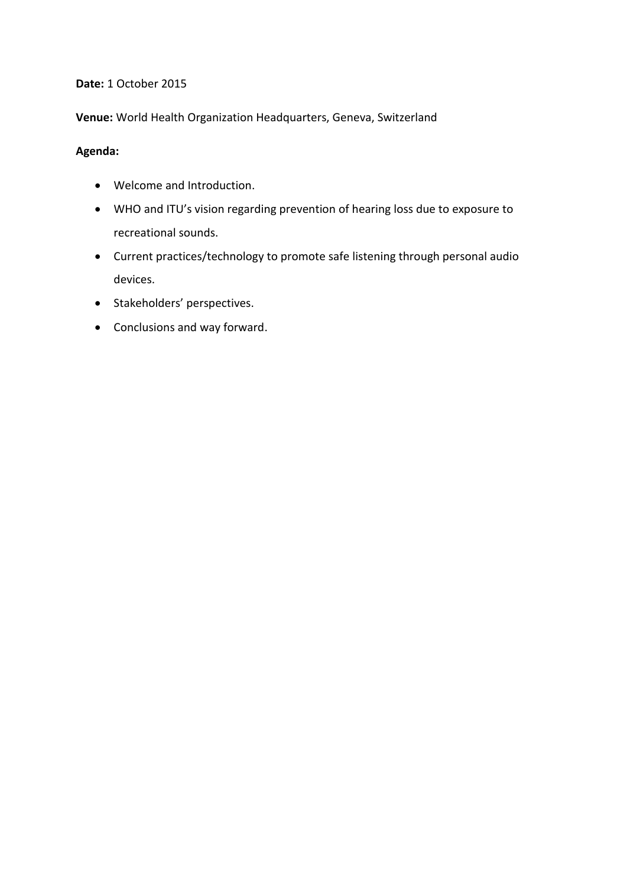**Date:** 1 October 2015

**Venue:** World Health Organization Headquarters, Geneva, Switzerland

**Agenda:**

- Welcome and Introduction.
- WHO and ITU's vision regarding prevention of hearing loss due to exposure to recreational sounds.
- Current practices/technology to promote safe listening through personal audio devices.
- Stakeholders' perspectives.
- Conclusions and way forward.